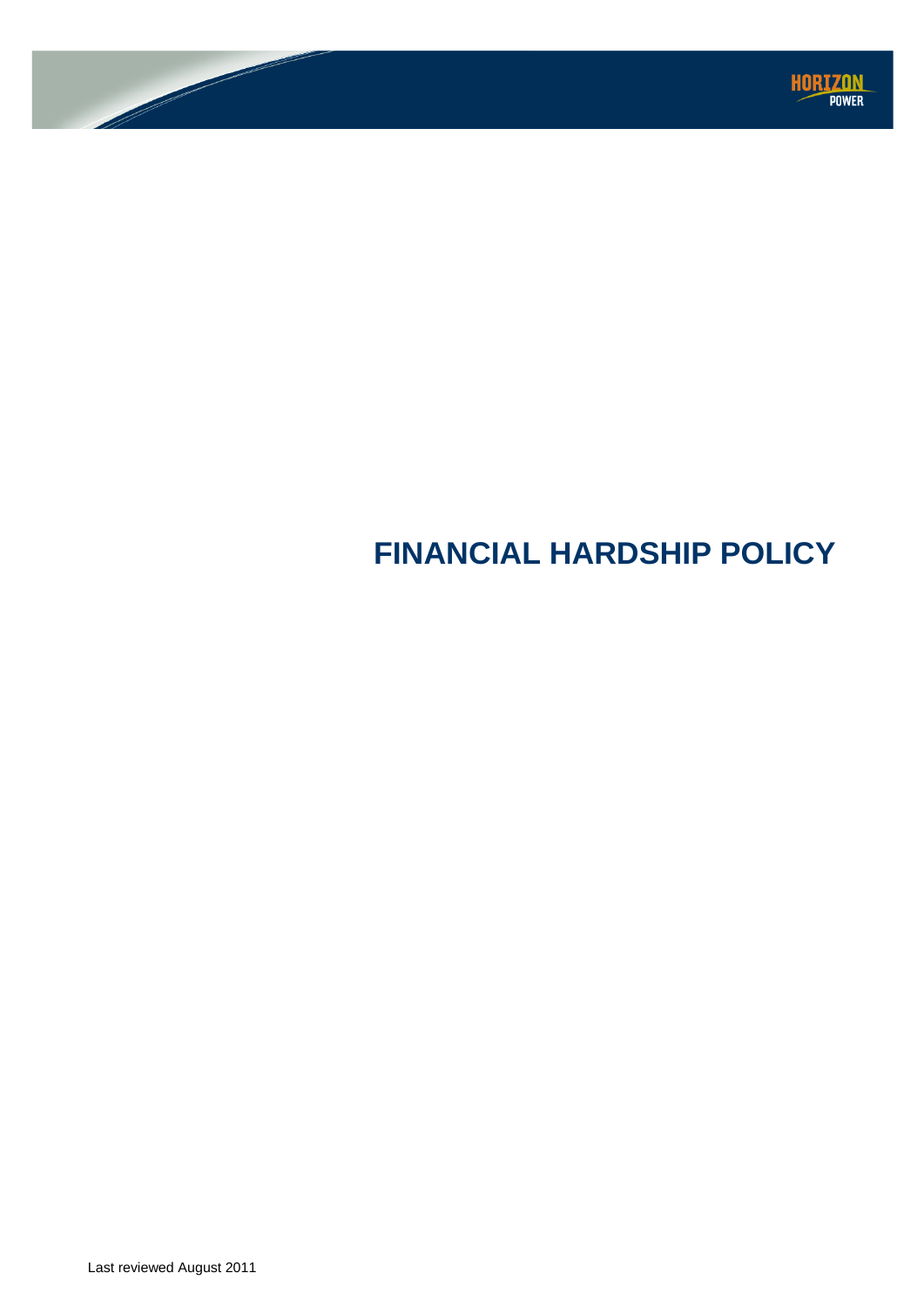# FINANCIAL HARDSHIP POLICY

Last reviewed August 2011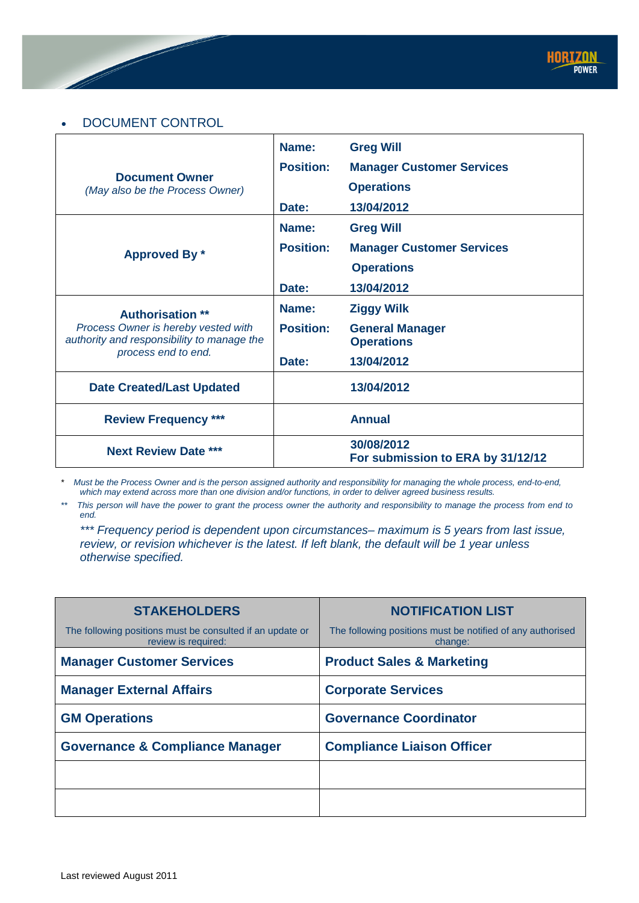- DOCUMENT CONTROL

| | | |
|---|---|---|
| **Document Owner**<br>*(May also be the Process Owner)* | **Name:**<br>**Position:**<br><br>**Date:** | **Greg Will**<br>**Manager Customer Services Operations**<br>**13/04/2012** |
| **Approved By \*** | **Name:**<br>**Position:**<br><br>**Date:** | **Greg Will**<br>**Manager Customer Services Operations**<br>**13/04/2012** |
| **Authorisation \*\***<br>*Process Owner is hereby vested with authority and responsibility to manage the process end to end.* | **Name:**<br>**Position:**<br>**Date:** | **Ziggy Wilk**<br>**General Manager Operations**<br>**13/04/2012** |
| **Date Created/Last Updated** | | **13/04/2012** |
| **Review Frequency \*\*\*** | | **Annual** |
| **Next Review Date \*\*\*** | | **30/08/2012**<br>**For submission to ERA by 31/12/12** |

\* *Must be the Process Owner and is the person assigned authority and responsibility for managing the whole process, end-to-end, which may extend across more than one division and/or functions, in order to deliver agreed business results.*

\*\* *This person will have the power to grant the process owner the authority and responsibility to manage the process from end to end.*

*\*\*\* Frequency period is dependent upon circumstances– maximum is 5 years from last issue, review, or revision whichever is the latest. If left blank, the default will be 1 year unless otherwise specified.*

| **STAKEHOLDERS**<br>The following positions must be consulted if an update or review is required: | **NOTIFICATION LIST**<br>The following positions must be notified of any authorised change: |
|---|---|
| **Manager Customer Services** | **Product Sales & Marketing** |
| **Manager External Affairs** | **Corporate Services** |
| **GM Operations** | **Governance Coordinator** |
| **Governance & Compliance Manager** | **Compliance Liaison Officer** |
| | |
| | |

Last reviewed August 2011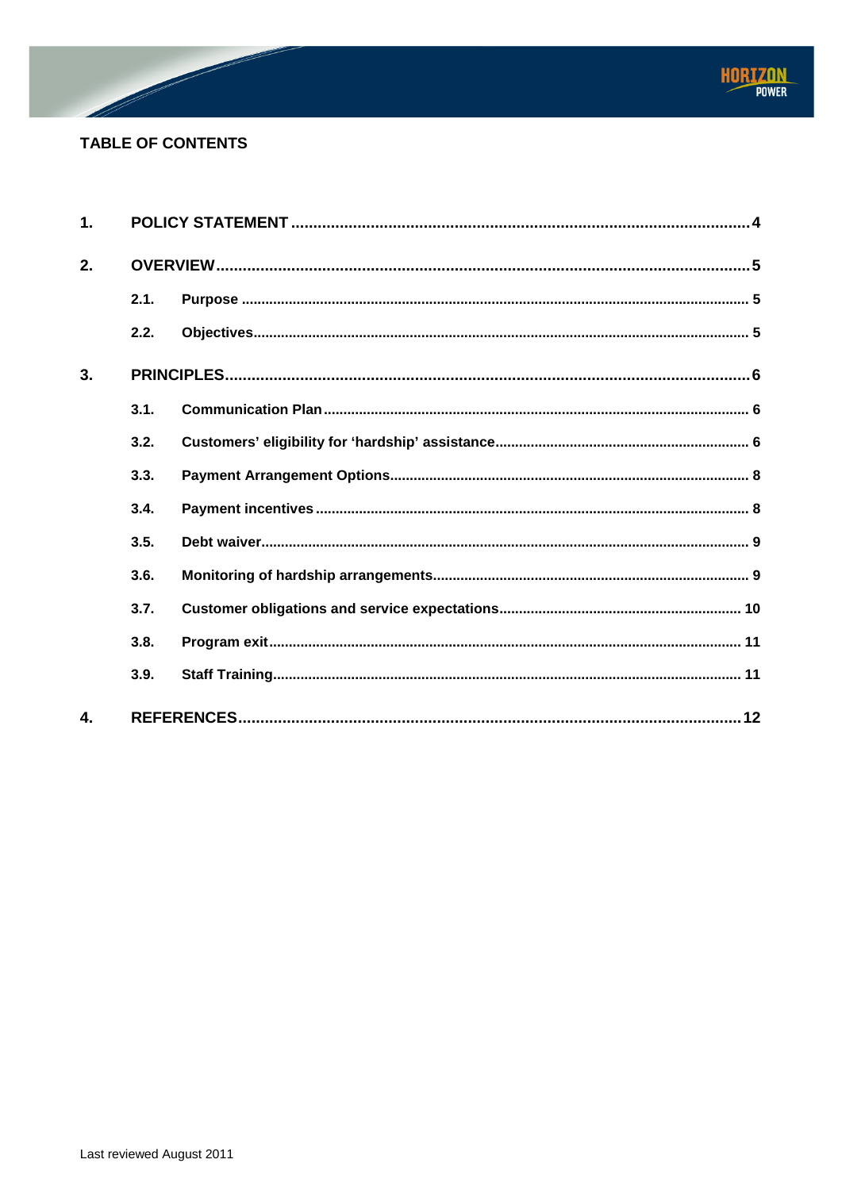## TABLE OF CONTENTS

1. POLICY STATEMENT .......................................................................................... 4

2. OVERVIEW .......................................................................................................... 5

   2.1. Purpose ....................................................................................................... 5

   2.2. Objectives .................................................................................................... 5

3. PRINCIPLES ........................................................................................................ 6

   3.1. Communication Plan ................................................................................... 6

   3.2. Customers' eligibility for 'hardship' assistance ............................................ 6

   3.3. Payment Arrangement Options .................................................................... 8

   3.4. Payment incentives ...................................................................................... 8

   3.5. Debt waiver .................................................................................................. 9

   3.6. Monitoring of hardship arrangements .......................................................... 9

   3.7. Customer obligations and service expectations ......................................... 10

   3.8. Program exit ............................................................................................... 11

   3.9. Staff Training .............................................................................................. 11

4. REFERENCES .................................................................................................... 12

Last reviewed August 2011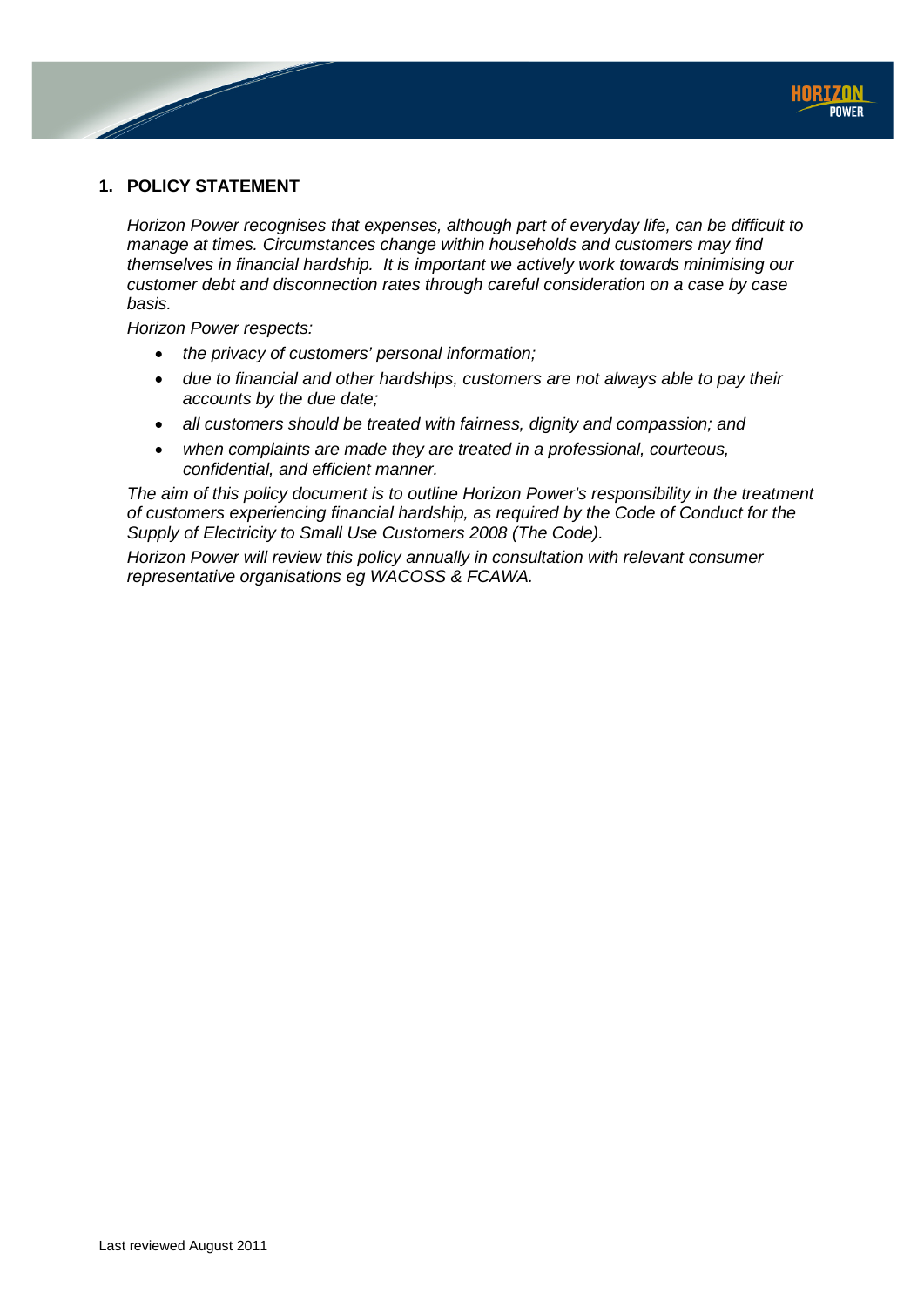## 1. POLICY STATEMENT

*Horizon Power recognises that expenses, although part of everyday life, can be difficult to manage at times. Circumstances change within households and customers may find themselves in financial hardship. It is important we actively work towards minimising our customer debt and disconnection rates through careful consideration on a case by case basis.*

*Horizon Power respects:*

- *the privacy of customers' personal information;*
- *due to financial and other hardships, customers are not always able to pay their accounts by the due date;*
- *all customers should be treated with fairness, dignity and compassion; and*
- *when complaints are made they are treated in a professional, courteous, confidential, and efficient manner.*

*The aim of this policy document is to outline Horizon Power's responsibility in the treatment of customers experiencing financial hardship, as required by the Code of Conduct for the Supply of Electricity to Small Use Customers 2008 (The Code).*

*Horizon Power will review this policy annually in consultation with relevant consumer representative organisations eg WACOSS & FCAWA.*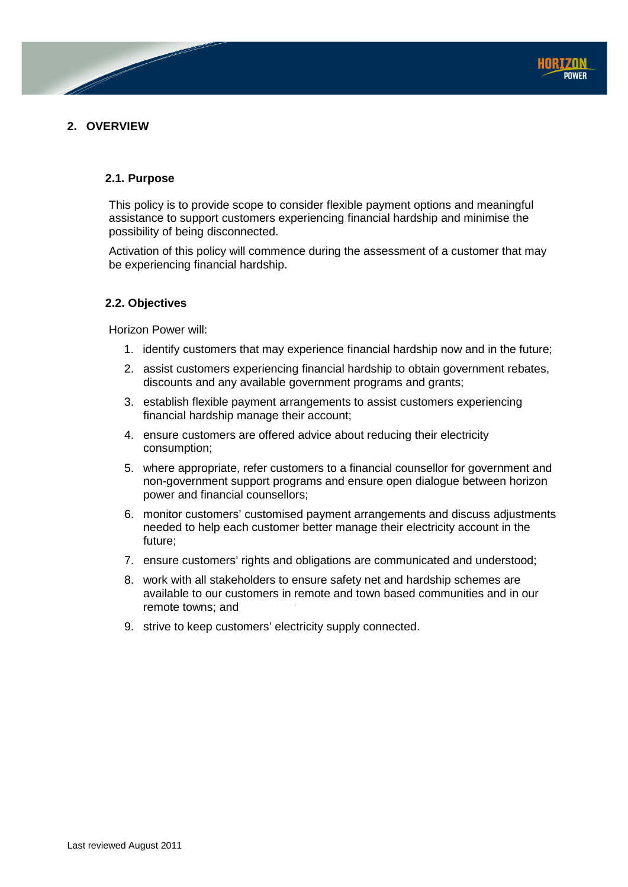## 2. OVERVIEW

### 2.1. Purpose

This policy is to provide scope to consider flexible payment options and meaningful assistance to support customers experiencing financial hardship and minimise the possibility of being disconnected.

Activation of this policy will commence during the assessment of a customer that may be experiencing financial hardship.

### 2.2. Objectives

Horizon Power will:

1. identify customers that may experience financial hardship now and in the future;
2. assist customers experiencing financial hardship to obtain government rebates, discounts and any available government programs and grants;
3. establish flexible payment arrangements to assist customers experiencing financial hardship manage their account;
4. ensure customers are offered advice about reducing their electricity consumption;
5. where appropriate, refer customers to a financial counsellor for government and non-government support programs and ensure open dialogue between horizon power and financial counsellors;
6. monitor customers' customised payment arrangements and discuss adjustments needed to help each customer better manage their electricity account in the future;
7. ensure customers' rights and obligations are communicated and understood;
8. work with all stakeholders to ensure safety net and hardship schemes are available to our customers in remote and town based communities and in our remote towns; and
9. strive to keep customers' electricity supply connected.

Last reviewed August 2011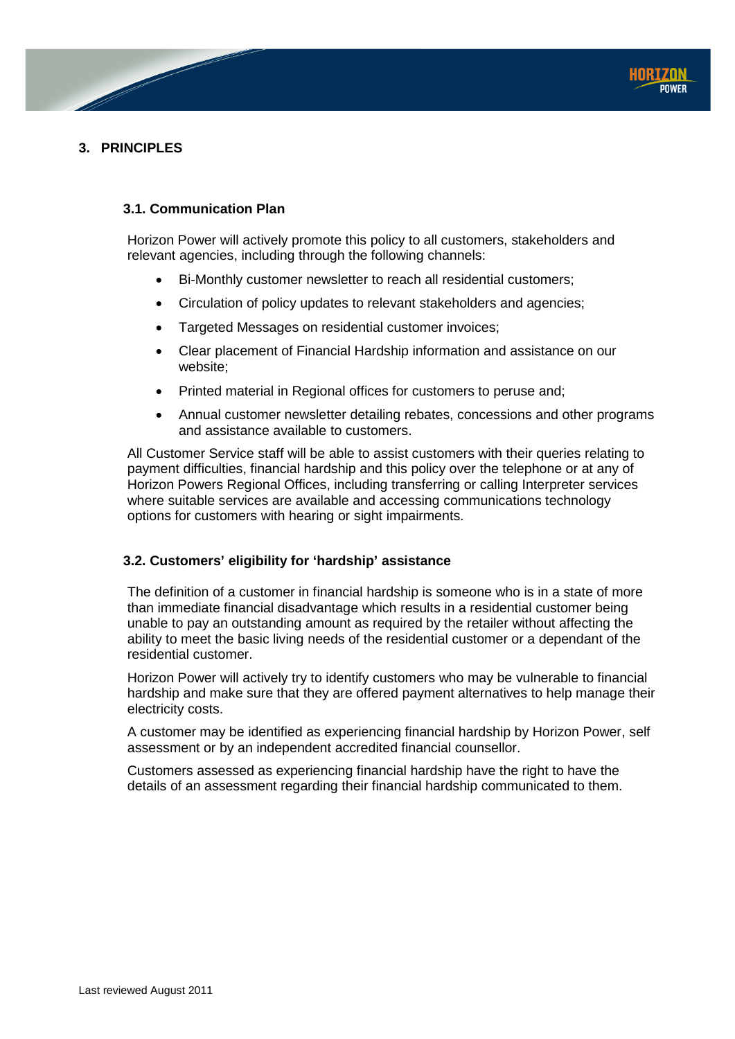## 3. PRINCIPLES

### 3.1. Communication Plan

Horizon Power will actively promote this policy to all customers, stakeholders and relevant agencies, including through the following channels:

- Bi-Monthly customer newsletter to reach all residential customers;
- Circulation of policy updates to relevant stakeholders and agencies;
- Targeted Messages on residential customer invoices;
- Clear placement of Financial Hardship information and assistance on our website;
- Printed material in Regional offices for customers to peruse and;
- Annual customer newsletter detailing rebates, concessions and other programs and assistance available to customers.

All Customer Service staff will be able to assist customers with their queries relating to payment difficulties, financial hardship and this policy over the telephone or at any of Horizon Powers Regional Offices, including transferring or calling Interpreter services where suitable services are available and accessing communications technology options for customers with hearing or sight impairments.

### 3.2. Customers' eligibility for 'hardship' assistance

The definition of a customer in financial hardship is someone who is in a state of more than immediate financial disadvantage which results in a residential customer being unable to pay an outstanding amount as required by the retailer without affecting the ability to meet the basic living needs of the residential customer or a dependant of the residential customer.

Horizon Power will actively try to identify customers who may be vulnerable to financial hardship and make sure that they are offered payment alternatives to help manage their electricity costs.

A customer may be identified as experiencing financial hardship by Horizon Power, self assessment or by an independent accredited financial counsellor.

Customers assessed as experiencing financial hardship have the right to have the details of an assessment regarding their financial hardship communicated to them.

Last reviewed August 2011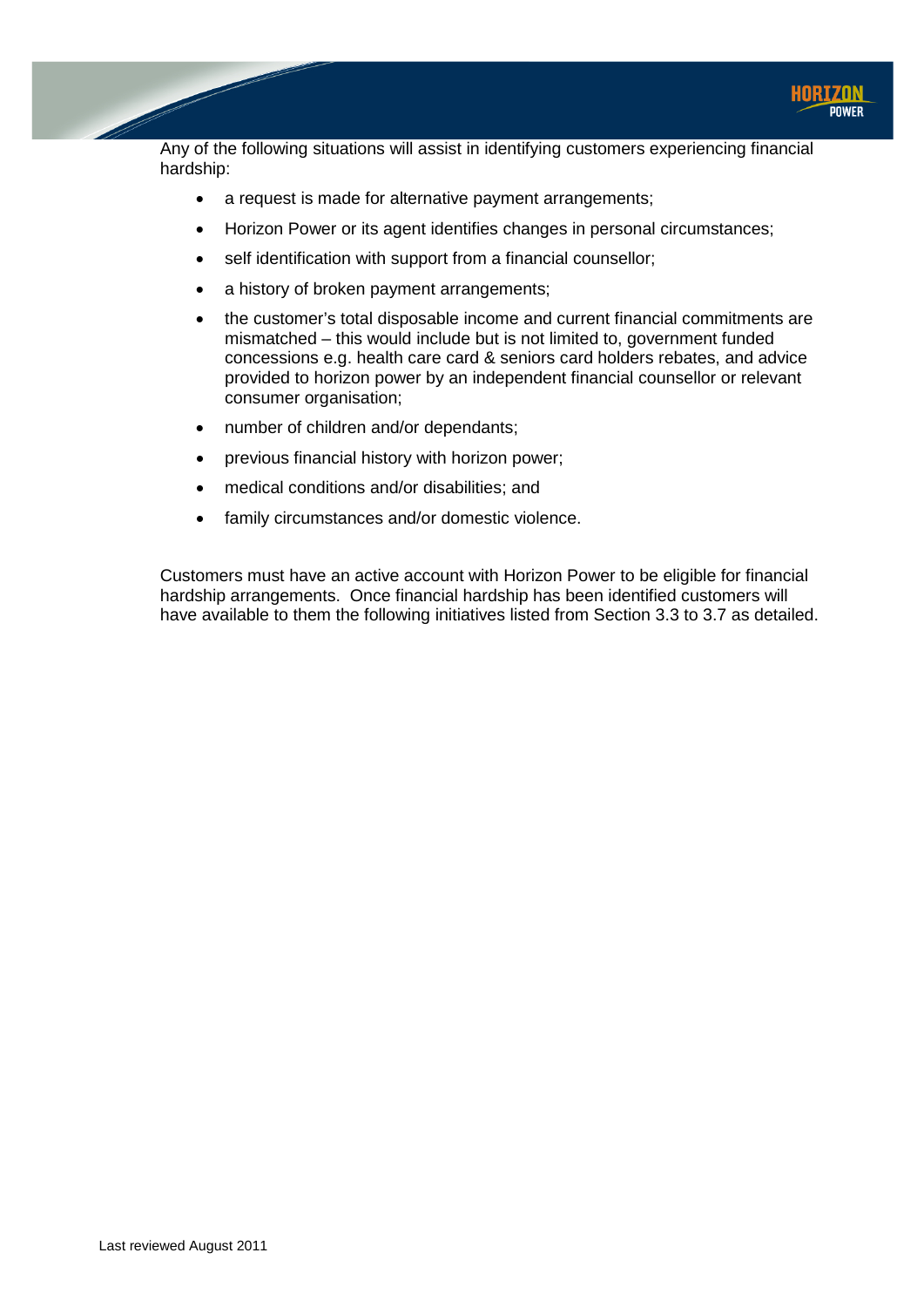Any of the following situations will assist in identifying customers experiencing financial hardship:

- a request is made for alternative payment arrangements;
- Horizon Power or its agent identifies changes in personal circumstances;
- self identification with support from a financial counsellor;
- a history of broken payment arrangements;
- the customer's total disposable income and current financial commitments are mismatched – this would include but is not limited to, government funded concessions e.g. health care card & seniors card holders rebates, and advice provided to horizon power by an independent financial counsellor or relevant consumer organisation;
- number of children and/or dependants;
- previous financial history with horizon power;
- medical conditions and/or disabilities; and
- family circumstances and/or domestic violence.

Customers must have an active account with Horizon Power to be eligible for financial hardship arrangements. Once financial hardship has been identified customers will have available to them the following initiatives listed from Section 3.3 to 3.7 as detailed.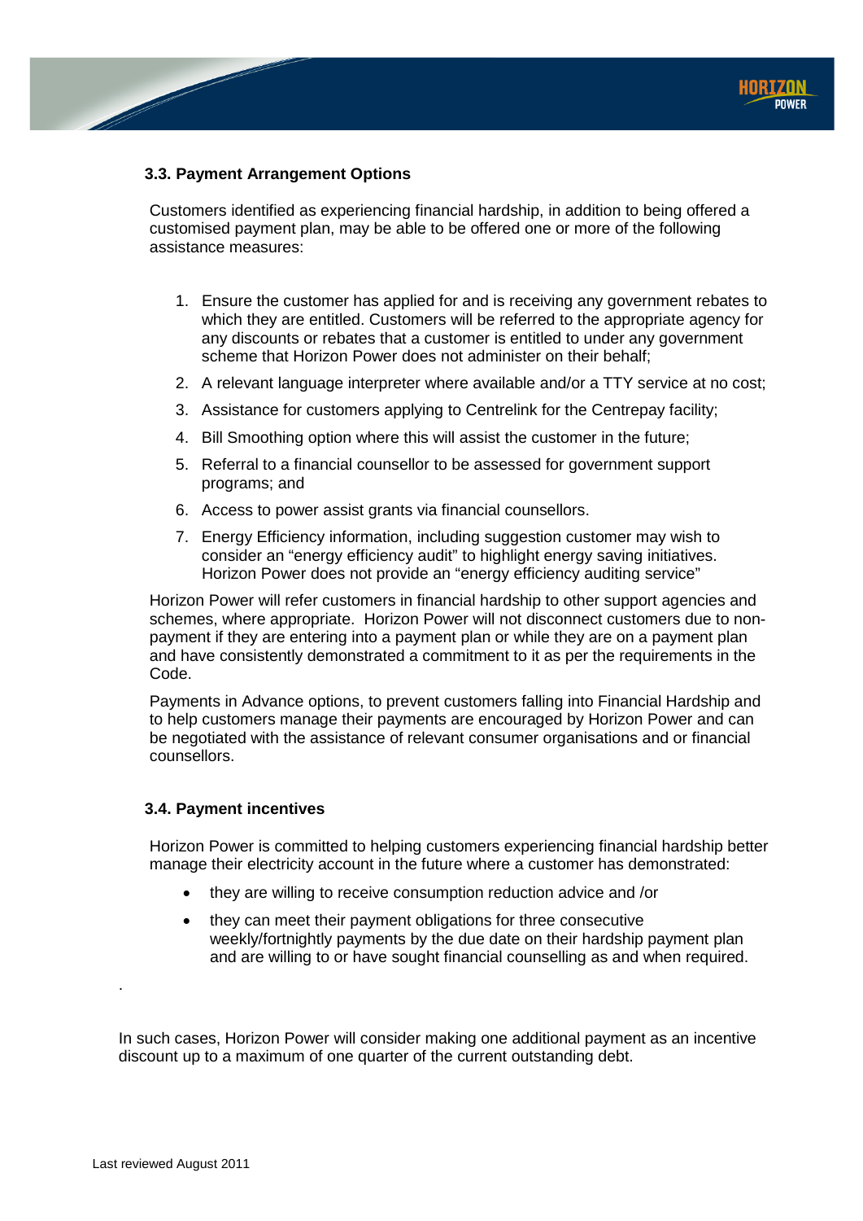### 3.3. Payment Arrangement Options

Customers identified as experiencing financial hardship, in addition to being offered a customised payment plan, may be able to be offered one or more of the following assistance measures:

1. Ensure the customer has applied for and is receiving any government rebates to which they are entitled. Customers will be referred to the appropriate agency for any discounts or rebates that a customer is entitled to under any government scheme that Horizon Power does not administer on their behalf;
2. A relevant language interpreter where available and/or a TTY service at no cost;
3. Assistance for customers applying to Centrelink for the Centrepay facility;
4. Bill Smoothing option where this will assist the customer in the future;
5. Referral to a financial counsellor to be assessed for government support programs; and
6. Access to power assist grants via financial counsellors.
7. Energy Efficiency information, including suggestion customer may wish to consider an "energy efficiency audit" to highlight energy saving initiatives. Horizon Power does not provide an "energy efficiency auditing service"

Horizon Power will refer customers in financial hardship to other support agencies and schemes, where appropriate. Horizon Power will not disconnect customers due to non-payment if they are entering into a payment plan or while they are on a payment plan and have consistently demonstrated a commitment to it as per the requirements in the Code.

Payments in Advance options, to prevent customers falling into Financial Hardship and to help customers manage their payments are encouraged by Horizon Power and can be negotiated with the assistance of relevant consumer organisations and or financial counsellors.

### 3.4. Payment incentives

Horizon Power is committed to helping customers experiencing financial hardship better manage their electricity account in the future where a customer has demonstrated:

- they are willing to receive consumption reduction advice and /or
- they can meet their payment obligations for three consecutive weekly/fortnightly payments by the due date on their hardship payment plan and are willing to or have sought financial counselling as and when required.

.

In such cases, Horizon Power will consider making one additional payment as an incentive discount up to a maximum of one quarter of the current outstanding debt.

Last reviewed August 2011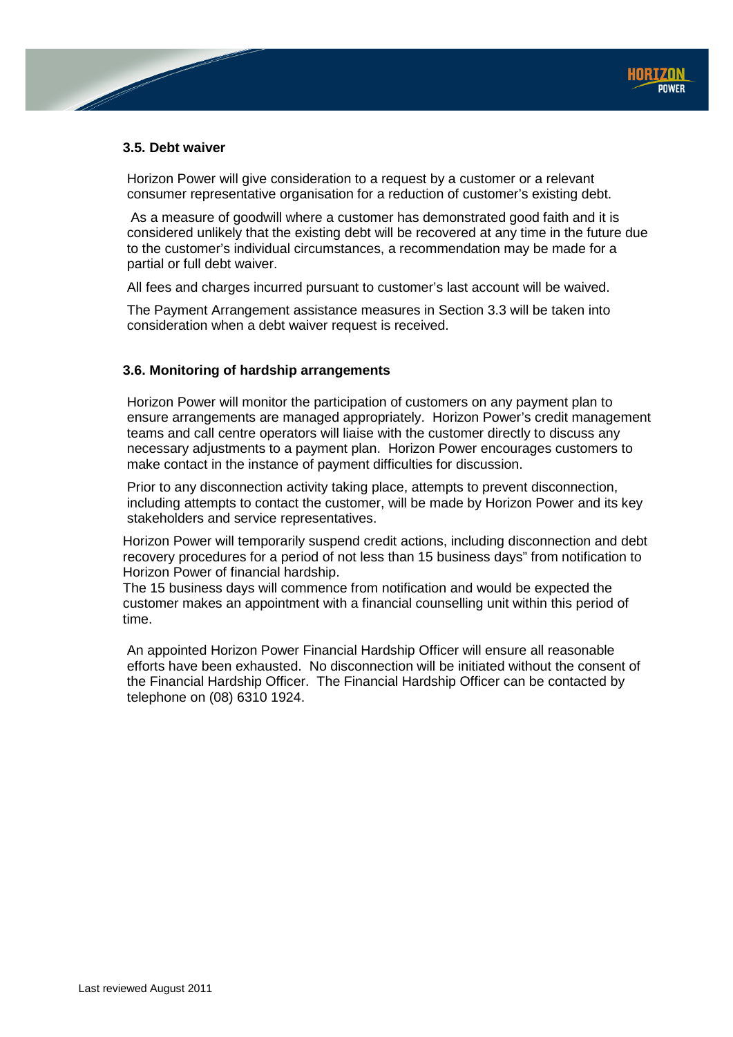### 3.5. Debt waiver

Horizon Power will give consideration to a request by a customer or a relevant consumer representative organisation for a reduction of customer's existing debt.

As a measure of goodwill where a customer has demonstrated good faith and it is considered unlikely that the existing debt will be recovered at any time in the future due to the customer's individual circumstances, a recommendation may be made for a partial or full debt waiver.

All fees and charges incurred pursuant to customer's last account will be waived.

The Payment Arrangement assistance measures in Section 3.3 will be taken into consideration when a debt waiver request is received.

### 3.6. Monitoring of hardship arrangements

Horizon Power will monitor the participation of customers on any payment plan to ensure arrangements are managed appropriately. Horizon Power's credit management teams and call centre operators will liaise with the customer directly to discuss any necessary adjustments to a payment plan. Horizon Power encourages customers to make contact in the instance of payment difficulties for discussion.

Prior to any disconnection activity taking place, attempts to prevent disconnection, including attempts to contact the customer, will be made by Horizon Power and its key stakeholders and service representatives.

Horizon Power will temporarily suspend credit actions, including disconnection and debt recovery procedures for a period of not less than 15 business days" from notification to Horizon Power of financial hardship.
The 15 business days will commence from notification and would be expected the customer makes an appointment with a financial counselling unit within this period of time.

An appointed Horizon Power Financial Hardship Officer will ensure all reasonable efforts have been exhausted. No disconnection will be initiated without the consent of the Financial Hardship Officer. The Financial Hardship Officer can be contacted by telephone on (08) 6310 1924.

Last reviewed August 2011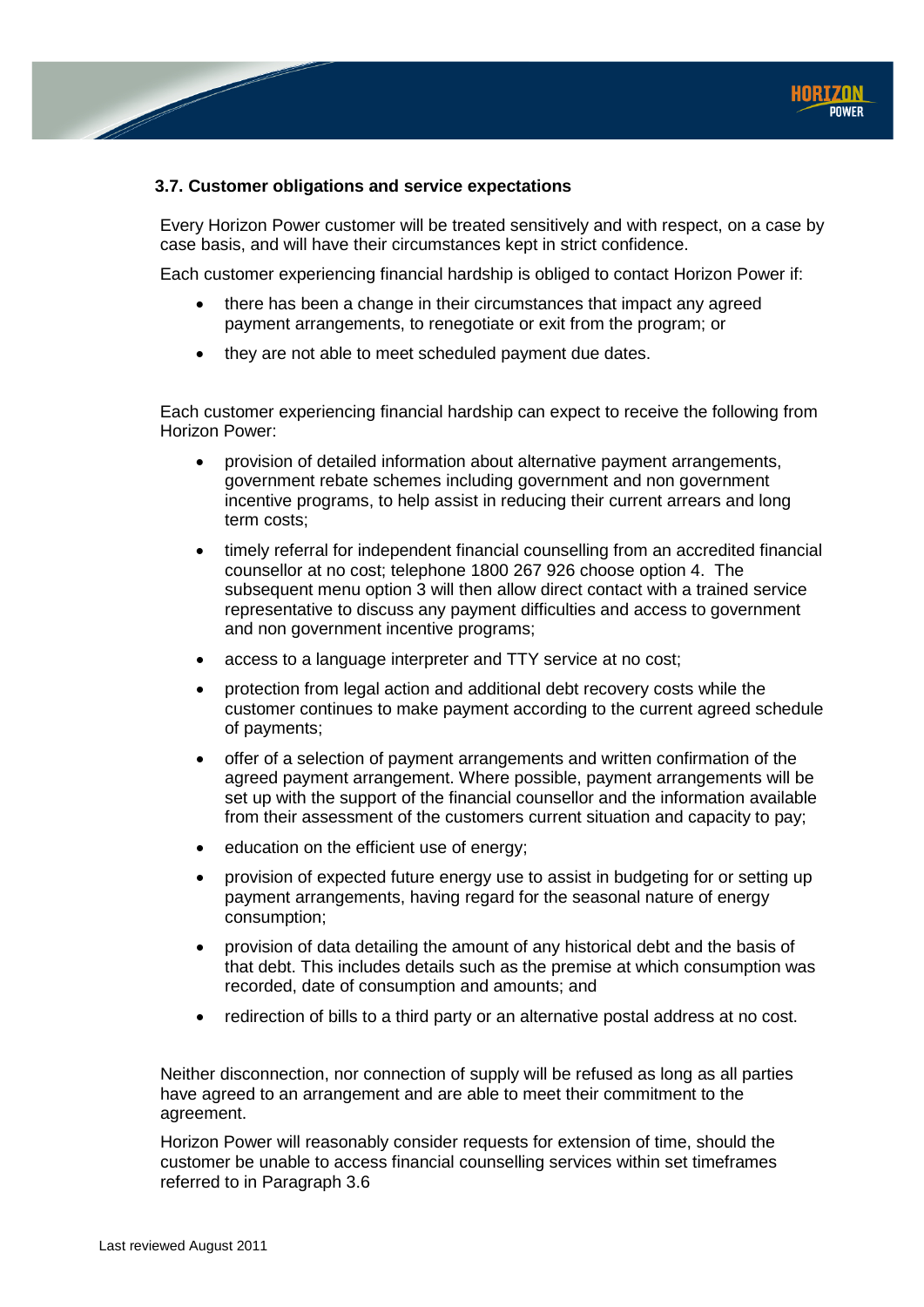### 3.7. Customer obligations and service expectations

Every Horizon Power customer will be treated sensitively and with respect, on a case by case basis, and will have their circumstances kept in strict confidence.

Each customer experiencing financial hardship is obliged to contact Horizon Power if:

- there has been a change in their circumstances that impact any agreed payment arrangements, to renegotiate or exit from the program; or
- they are not able to meet scheduled payment due dates.

Each customer experiencing financial hardship can expect to receive the following from Horizon Power:

- provision of detailed information about alternative payment arrangements, government rebate schemes including government and non government incentive programs, to help assist in reducing their current arrears and long term costs;
- timely referral for independent financial counselling from an accredited financial counsellor at no cost; telephone 1800 267 926 choose option 4. The subsequent menu option 3 will then allow direct contact with a trained service representative to discuss any payment difficulties and access to government and non government incentive programs;
- access to a language interpreter and TTY service at no cost;
- protection from legal action and additional debt recovery costs while the customer continues to make payment according to the current agreed schedule of payments;
- offer of a selection of payment arrangements and written confirmation of the agreed payment arrangement. Where possible, payment arrangements will be set up with the support of the financial counsellor and the information available from their assessment of the customers current situation and capacity to pay;
- education on the efficient use of energy;
- provision of expected future energy use to assist in budgeting for or setting up payment arrangements, having regard for the seasonal nature of energy consumption;
- provision of data detailing the amount of any historical debt and the basis of that debt. This includes details such as the premise at which consumption was recorded, date of consumption and amounts; and
- redirection of bills to a third party or an alternative postal address at no cost.

Neither disconnection, nor connection of supply will be refused as long as all parties have agreed to an arrangement and are able to meet their commitment to the agreement.

Horizon Power will reasonably consider requests for extension of time, should the customer be unable to access financial counselling services within set timeframes referred to in Paragraph 3.6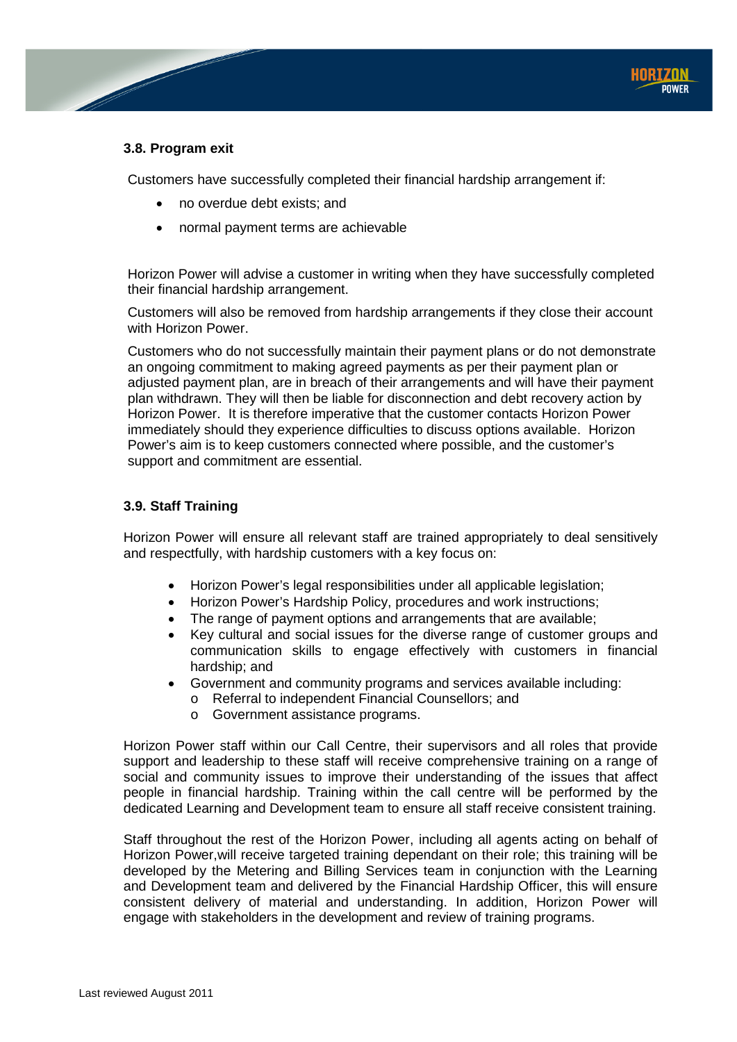### 3.8. Program exit

Customers have successfully completed their financial hardship arrangement if:

- no overdue debt exists; and
- normal payment terms are achievable

Horizon Power will advise a customer in writing when they have successfully completed their financial hardship arrangement.

Customers will also be removed from hardship arrangements if they close their account with Horizon Power.

Customers who do not successfully maintain their payment plans or do not demonstrate an ongoing commitment to making agreed payments as per their payment plan or adjusted payment plan, are in breach of their arrangements and will have their payment plan withdrawn. They will then be liable for disconnection and debt recovery action by Horizon Power. It is therefore imperative that the customer contacts Horizon Power immediately should they experience difficulties to discuss options available. Horizon Power's aim is to keep customers connected where possible, and the customer's support and commitment are essential.

### 3.9. Staff Training

Horizon Power will ensure all relevant staff are trained appropriately to deal sensitively and respectfully, with hardship customers with a key focus on:

- Horizon Power's legal responsibilities under all applicable legislation;
- Horizon Power's Hardship Policy, procedures and work instructions;
- The range of payment options and arrangements that are available;
- Key cultural and social issues for the diverse range of customer groups and communication skills to engage effectively with customers in financial hardship; and
- Government and community programs and services available including:
  - Referral to independent Financial Counsellors; and
  - Government assistance programs.

Horizon Power staff within our Call Centre, their supervisors and all roles that provide support and leadership to these staff will receive comprehensive training on a range of social and community issues to improve their understanding of the issues that affect people in financial hardship. Training within the call centre will be performed by the dedicated Learning and Development team to ensure all staff receive consistent training.

Staff throughout the rest of the Horizon Power, including all agents acting on behalf of Horizon Power,will receive targeted training dependant on their role; this training will be developed by the Metering and Billing Services team in conjunction with the Learning and Development team and delivered by the Financial Hardship Officer, this will ensure consistent delivery of material and understanding. In addition, Horizon Power will engage with stakeholders in the development and review of training programs.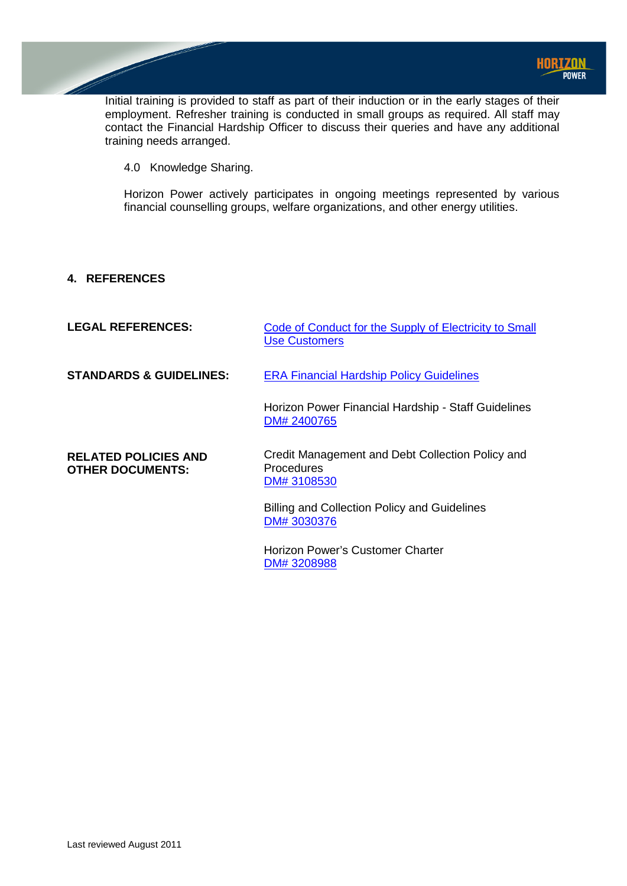Initial training is provided to staff as part of their induction or in the early stages of their employment. Refresher training is conducted in small groups as required. All staff may contact the Financial Hardship Officer to discuss their queries and have any additional training needs arranged.

4.0 Knowledge Sharing.

Horizon Power actively participates in ongoing meetings represented by various financial counselling groups, welfare organizations, and other energy utilities.

## 4. REFERENCES

| | |
|---|---|
| **LEGAL REFERENCES:** | Code of Conduct for the Supply of Electricity to Small Use Customers |
| **STANDARDS & GUIDELINES:** | ERA Financial Hardship Policy Guidelines |
| | Horizon Power Financial Hardship - Staff Guidelines DM# 2400765 |
| **RELATED POLICIES AND OTHER DOCUMENTS:** | Credit Management and Debt Collection Policy and Procedures DM# 3108530 |
| | Billing and Collection Policy and Guidelines DM# 3030376 |
| | Horizon Power's Customer Charter DM# 3208988 |

Last reviewed August 2011